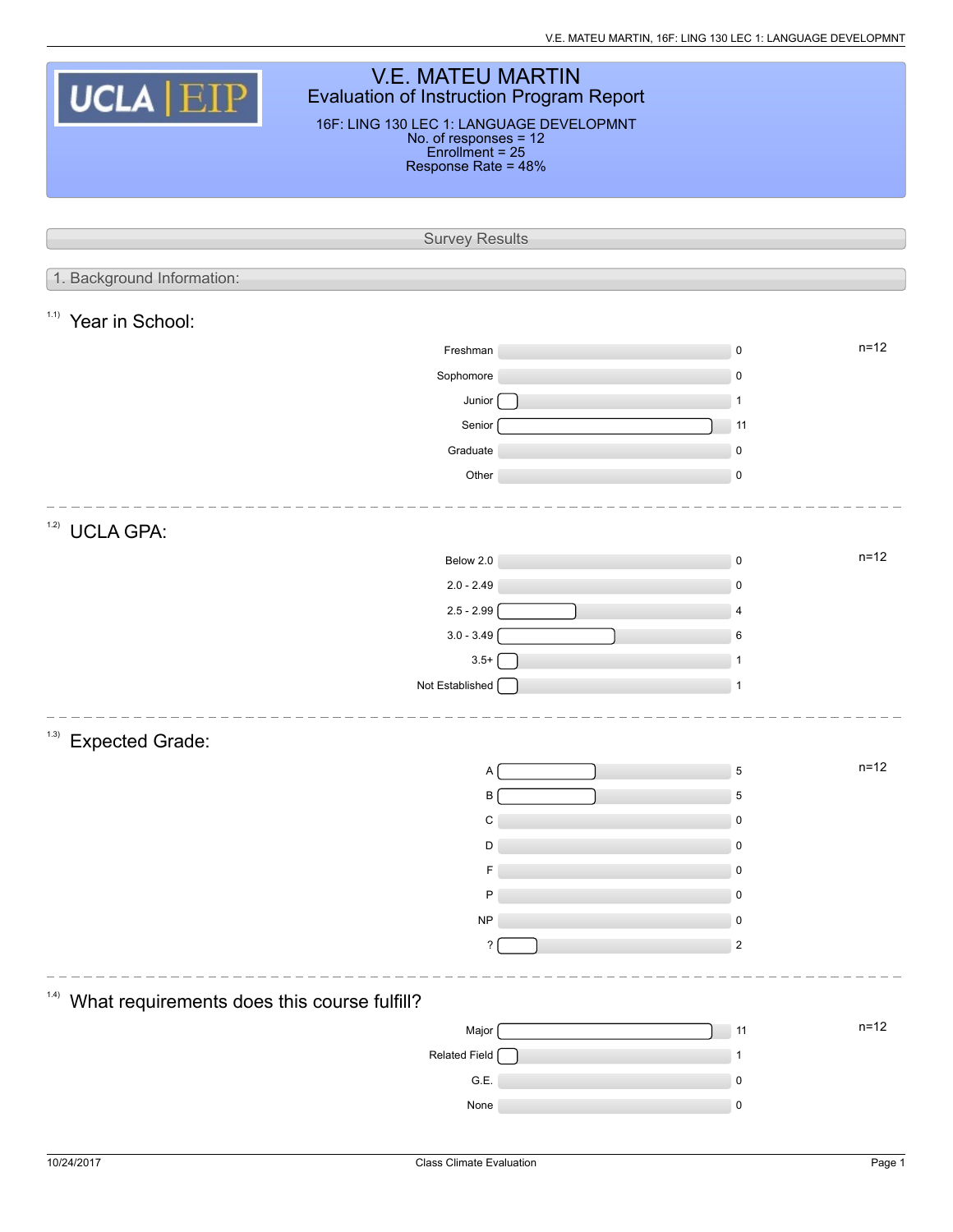# V.E. MATEU MARTIN

## Evaluation of Instruction Program Report

16F: LING 130 LEC 1: LANGUAGE DEVELOPMNT
No. of responses = 12
Enrollment = 25
Response Rate = 48%

## Survey Results

### 1. Background Information:

**1.1) Year in School:**

n=12

| Response | Count |
|---|---|
| Freshman | 0 |
| Sophomore | 0 |
| Junior | 1 |
| Senior | 11 |
| Graduate | 0 |
| Other | 0 |

**1.2) UCLA GPA:**

n=12

| Response | Count |
|---|---|
| Below 2.0 | 0 |
| 2.0 - 2.49 | 0 |
| 2.5 - 2.99 | 4 |
| 3.0 - 3.49 | 6 |
| 3.5+ | 1 |
| Not Established | 1 |

**1.3) Expected Grade:**

n=12

| Response | Count |
|---|---|
| A | 5 |
| B | 5 |
| C | 0 |
| D | 0 |
| F | 0 |
| P | 0 |
| NP | 0 |
| ? | 2 |

**1.4) What requirements does this course fulfill?**

n=12

| Response | Count |
|---|---|
| Major | 11 |
| Related Field | 1 |
| G.E. | 0 |
| None | 0 |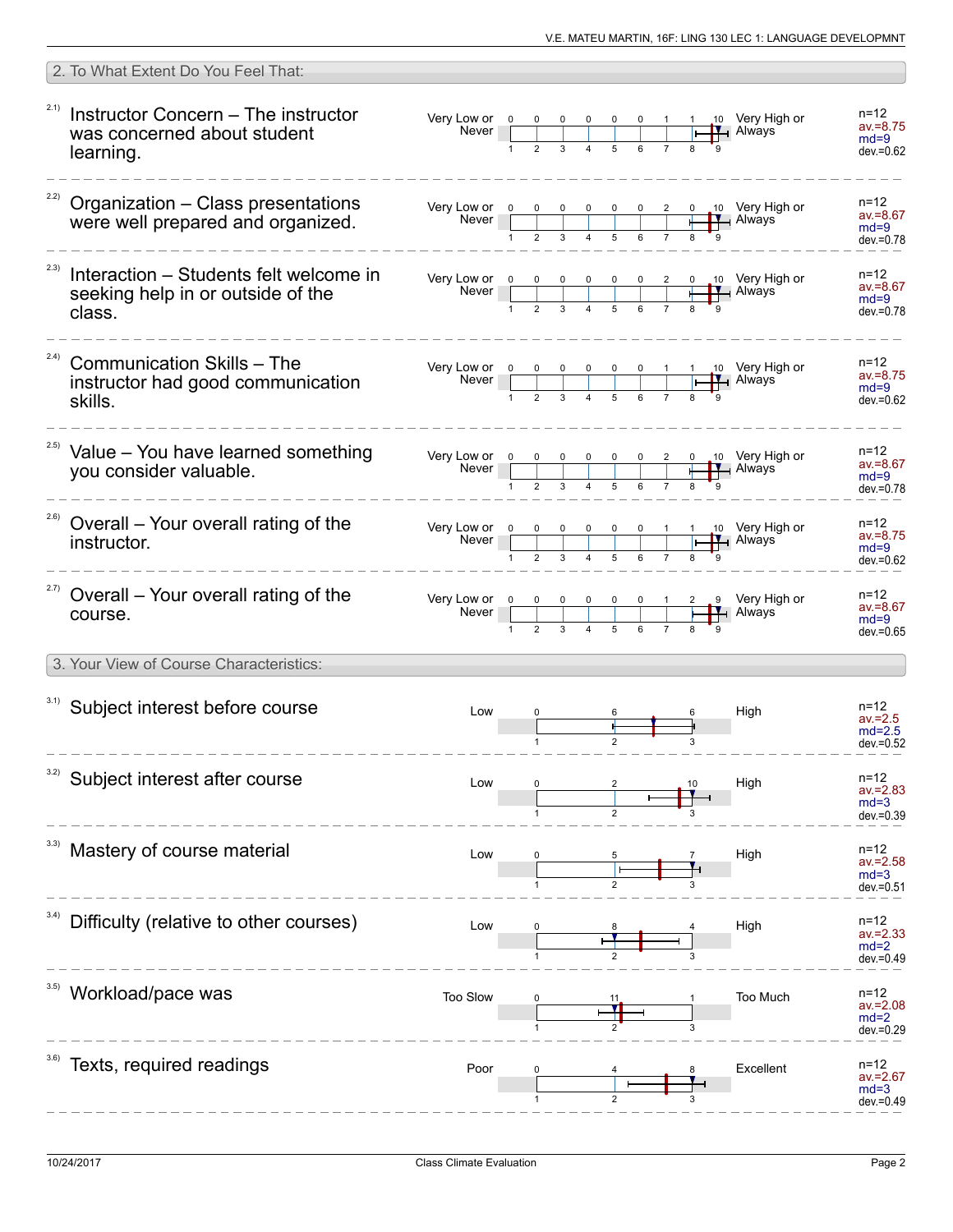## 2. To What Extent Do You Feel That:

| Item | Left pole | 1 | 2 | 3 | 4 | 5 | 6 | 7 | 8 | 9 | Right pole | Statistics |
|---|---|---|---|---|---|---|---|---|---|---|---|---|
| 2.1) Instructor Concern – The instructor was concerned about student learning. | Very Low or Never | 0 | 0 | 0 | 0 | 0 | 0 | 1 | 1 | 10 | Very High or Always | n=12, av.=8.75, md=9, dev.=0.62 |
| 2.2) Organization – Class presentations were well prepared and organized. | Very Low or Never | 0 | 0 | 0 | 0 | 0 | 0 | 2 | 0 | 10 | Very High or Always | n=12, av.=8.67, md=9, dev.=0.78 |
| 2.3) Interaction – Students felt welcome in seeking help in or outside of the class. | Very Low or Never | 0 | 0 | 0 | 0 | 0 | 0 | 2 | 0 | 10 | Very High or Always | n=12, av.=8.67, md=9, dev.=0.78 |
| 2.4) Communication Skills – The instructor had good communication skills. | Very Low or Never | 0 | 0 | 0 | 0 | 0 | 0 | 1 | 1 | 10 | Very High or Always | n=12, av.=8.75, md=9, dev.=0.62 |
| 2.5) Value – You have learned something you consider valuable. | Very Low or Never | 0 | 0 | 0 | 0 | 0 | 0 | 2 | 0 | 10 | Very High or Always | n=12, av.=8.67, md=9, dev.=0.78 |
| 2.6) Overall – Your overall rating of the instructor. | Very Low or Never | 0 | 0 | 0 | 0 | 0 | 0 | 1 | 1 | 10 | Very High or Always | n=12, av.=8.75, md=9, dev.=0.62 |
| 2.7) Overall – Your overall rating of the course. | Very Low or Never | 0 | 0 | 0 | 0 | 0 | 0 | 1 | 2 | 9 | Very High or Always | n=12, av.=8.67, md=9, dev.=0.65 |

## 3. Your View of Course Characteristics:

| Item | Left pole | 1 | 2 | 3 | Right pole | Statistics |
|---|---|---|---|---|---|---|
| 3.1) Subject interest before course | Low | 0 | 6 | 6 | High | n=12, av.=2.5, md=2.5, dev.=0.52 |
| 3.2) Subject interest after course | Low | 0 | 2 | 10 | High | n=12, av.=2.83, md=3, dev.=0.39 |
| 3.3) Mastery of course material | Low | 0 | 5 | 7 | High | n=12, av.=2.58, md=3, dev.=0.51 |
| 3.4) Difficulty (relative to other courses) | Low | 0 | 8 | 4 | High | n=12, av.=2.33, md=2, dev.=0.49 |
| 3.5) Workload/pace was | Too Slow | 0 | 11 | 1 | Too Much | n=12, av.=2.08, md=2, dev.=0.29 |
| 3.6) Texts, required readings | Poor | 0 | 4 | 8 | Excellent | n=12, av.=2.67, md=3, dev.=0.49 |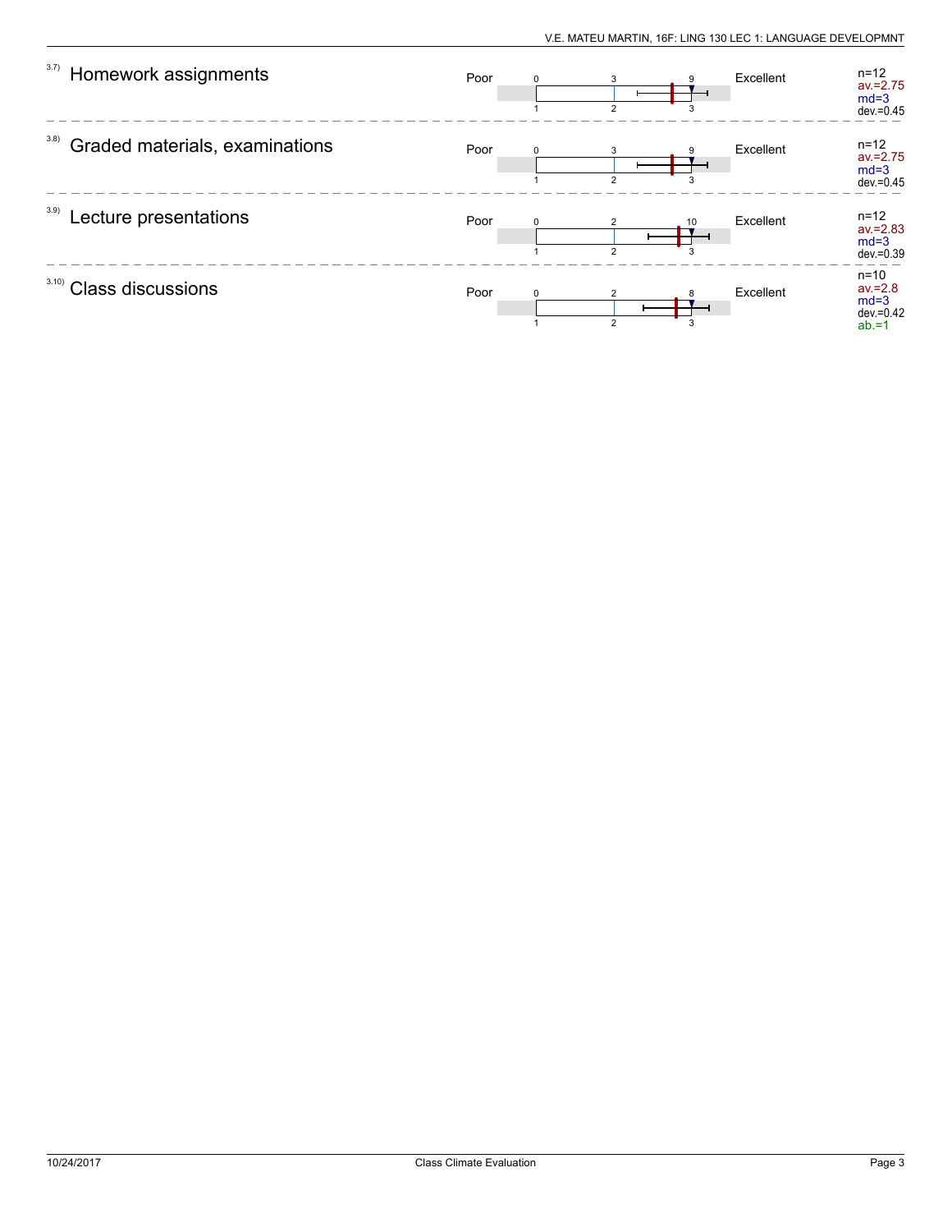### 3.7) Homework assignments

Poor — Excellent

| 1 | 2 | 3 |
|---|---|---|
| 0 | 3 | 9 |

n=12
av.=2.75
md=3
dev.=0.45

### 3.8) Graded materials, examinations

Poor — Excellent

| 1 | 2 | 3 |
|---|---|---|
| 0 | 3 | 9 |

n=12
av.=2.75
md=3
dev.=0.45

### 3.9) Lecture presentations

Poor — Excellent

| 1 | 2 | 3 |
|---|---|---|
| 0 | 2 | 10 |

n=12
av.=2.83
md=3
dev.=0.39

### 3.10) Class discussions

Poor — Excellent

| 1 | 2 | 3 |
|---|---|---|
| 0 | 2 | 8 |

n=10
av.=2.8
md=3
dev.=0.42
ab.=1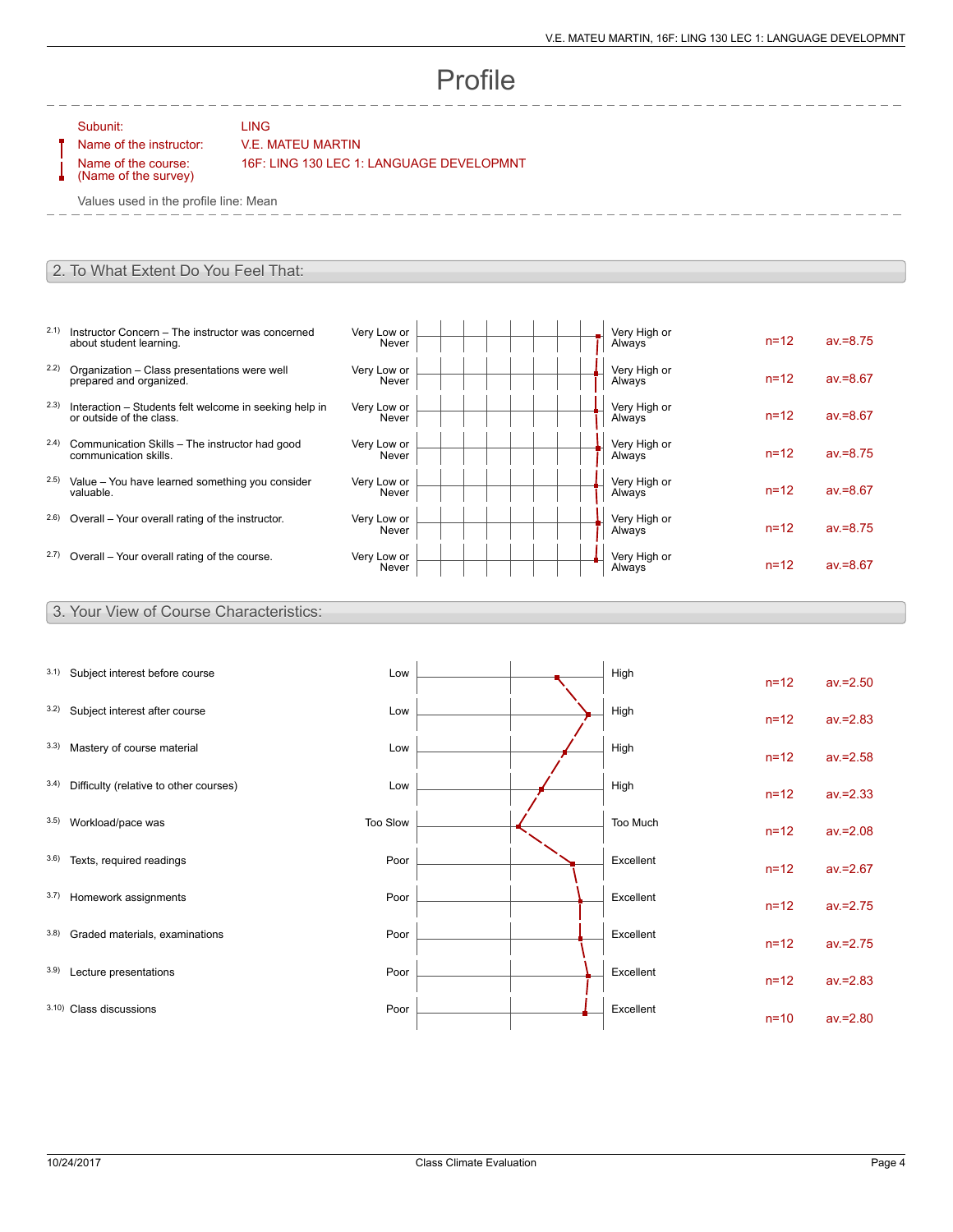# Profile

Subunit: LING

Name of the instructor: V.E. MATEU MARTIN

Name of the course: (Name of the survey) 16F: LING 130 LEC 1: LANGUAGE DEVELOPMNT

Values used in the profile line: Mean

## 2. To What Extent Do You Feel That:

| | Item | Left pole | Right pole | n | av. |
|---|---|---|---|---|---|
| 2.1) | Instructor Concern – The instructor was concerned about student learning. | Very Low or Never | Very High or Always | n=12 | av.=8.75 |
| 2.2) | Organization – Class presentations were well prepared and organized. | Very Low or Never | Very High or Always | n=12 | av.=8.67 |
| 2.3) | Interaction – Students felt welcome in seeking help in or outside of the class. | Very Low or Never | Very High or Always | n=12 | av.=8.67 |
| 2.4) | Communication Skills – The instructor had good communication skills. | Very Low or Never | Very High or Always | n=12 | av.=8.75 |
| 2.5) | Value – You have learned something you consider valuable. | Very Low or Never | Very High or Always | n=12 | av.=8.67 |
| 2.6) | Overall – Your overall rating of the instructor. | Very Low or Never | Very High or Always | n=12 | av.=8.75 |
| 2.7) | Overall – Your overall rating of the course. | Very Low or Never | Very High or Always | n=12 | av.=8.67 |

## 3. Your View of Course Characteristics:

| | Item | Left pole | Right pole | n | av. |
|---|---|---|---|---|---|
| 3.1) | Subject interest before course | Low | High | n=12 | av.=2.50 |
| 3.2) | Subject interest after course | Low | High | n=12 | av.=2.83 |
| 3.3) | Mastery of course material | Low | High | n=12 | av.=2.58 |
| 3.4) | Difficulty (relative to other courses) | Low | High | n=12 | av.=2.33 |
| 3.5) | Workload/pace was | Too Slow | Too Much | n=12 | av.=2.08 |
| 3.6) | Texts, required readings | Poor | Excellent | n=12 | av.=2.67 |
| 3.7) | Homework assignments | Poor | Excellent | n=12 | av.=2.75 |
| 3.8) | Graded materials, examinations | Poor | Excellent | n=12 | av.=2.75 |
| 3.9) | Lecture presentations | Poor | Excellent | n=12 | av.=2.83 |
| 3.10) | Class discussions | Poor | Excellent | n=10 | av.=2.80 |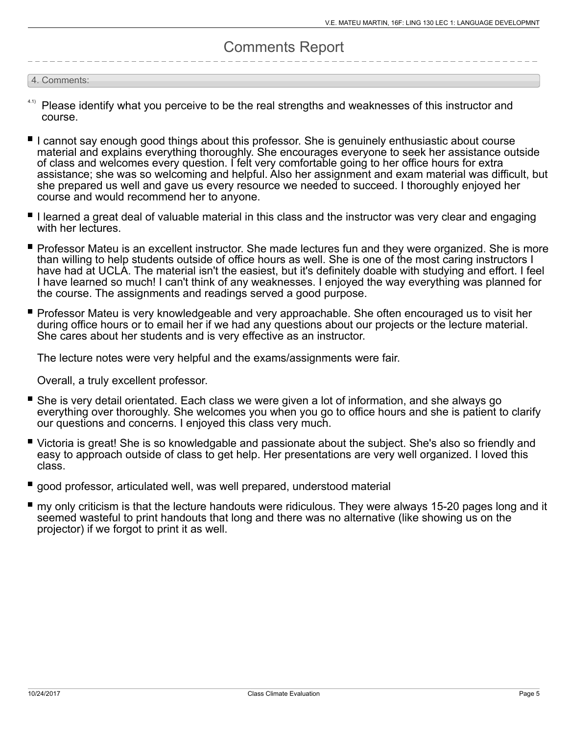# Comments Report

## 4. Comments:

4.1) Please identify what you perceive to be the real strengths and weaknesses of this instructor and course.

- I cannot say enough good things about this professor. She is genuinely enthusiastic about course material and explains everything thoroughly. She encourages everyone to seek her assistance outside of class and welcomes every question. I felt very comfortable going to her office hours for extra assistance; she was so welcoming and helpful. Also her assignment and exam material was difficult, but she prepared us well and gave us every resource we needed to succeed. I thoroughly enjoyed her course and would recommend her to anyone.
- I learned a great deal of valuable material in this class and the instructor was very clear and engaging with her lectures.
- Professor Mateu is an excellent instructor. She made lectures fun and they were organized. She is more than willing to help students outside of office hours as well. She is one of the most caring instructors I have had at UCLA. The material isn't the easiest, but it's definitely doable with studying and effort. I feel I have learned so much! I can't think of any weaknesses. I enjoyed the way everything was planned for the course. The assignments and readings served a good purpose.
- Professor Mateu is very knowledgeable and very approachable. She often encouraged us to visit her during office hours or to email her if we had any questions about our projects or the lecture material. She cares about her students and is very effective as an instructor.

  The lecture notes were very helpful and the exams/assignments were fair.

  Overall, a truly excellent professor.
- She is very detail orientated. Each class we were given a lot of information, and she always go everything over thoroughly. She welcomes you when you go to office hours and she is patient to clarify our questions and concerns. I enjoyed this class very much.
- Victoria is great! She is so knowledgable and passionate about the subject. She's also so friendly and easy to approach outside of class to get help. Her presentations are very well organized. I loved this class.
- good professor, articulated well, was well prepared, understood material
- my only criticism is that the lecture handouts were ridiculous. They were always 15-20 pages long and it seemed wasteful to print handouts that long and there was no alternative (like showing us on the projector) if we forgot to print it as well.